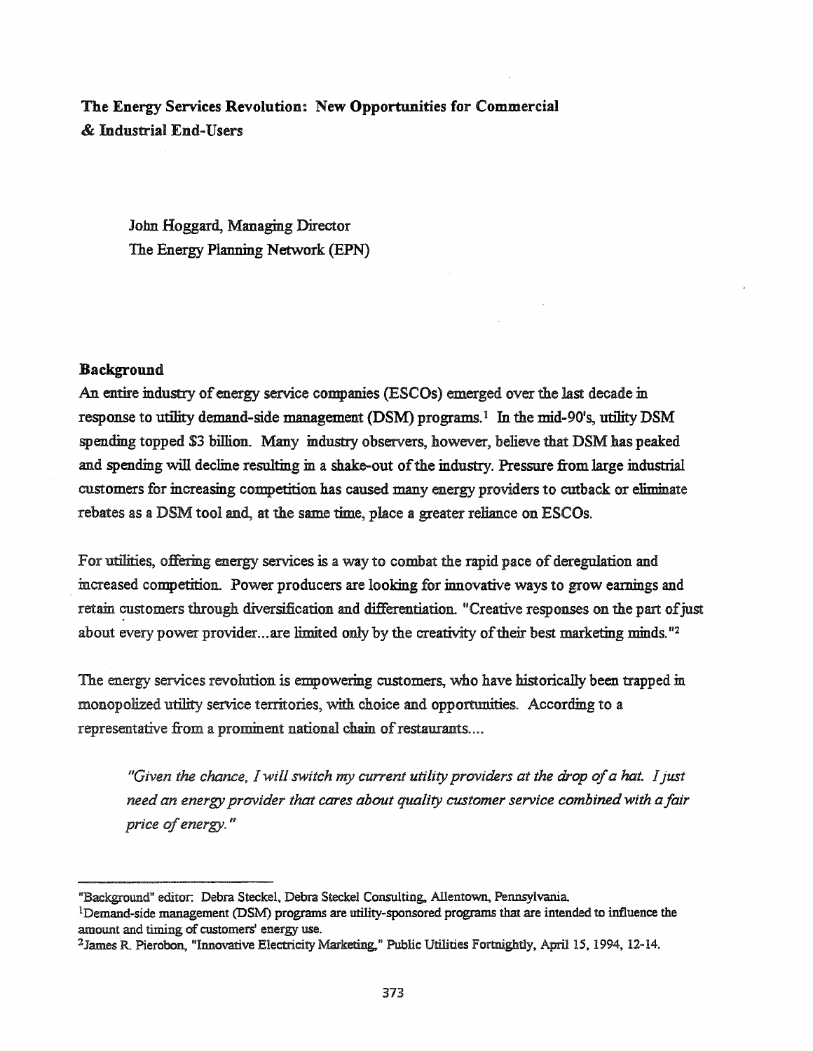# The Energy Services Revolution: New Opportunities for Commercial & Industrial End-Users

John Hoggard, Managing Director
The Energy Planning Network (EPN)

## Background

An entire industry of energy service companies (ESCOs) emerged over the last decade in response to utility demand-side management (DSM) programs.[1] In the mid-90's, utility DSM spending topped $3 billion. Many industry observers, however, believe that DSM has peaked and spending will decline resulting in a shake-out of the industry. Pressure from large industrial customers for increasing competition has caused many energy providers to cutback or eliminate rebates as a DSM tool and, at the same time, place a greater reliance on ESCOs.

For utilities, offering energy services is a way to combat the rapid pace of deregulation and increased competition. Power producers are looking for innovative ways to grow earnings and retain customers through diversification and differentiation. "Creative responses on the part of just about every power provider...are limited only by the creativity of their best marketing minds."[2]

The energy services revolution is empowering customers, who have historically been trapped in monopolized utility service territories, with choice and opportunities. According to a representative from a prominent national chain of restaurants....

> *"Given the chance, I will switch my current utility providers at the drop of a hat. I just need an energy provider that cares about quality customer service combined with a fair price of energy."*

---

"Background" editor: Debra Steckel, Debra Steckel Consulting, Allentown, Pennsylvania.

[1] Demand-side management (DSM) programs are utility-sponsored programs that are intended to influence the amount and timing of customers' energy use.

[2] James R. Pierobon, "Innovative Electricity Marketing," Public Utilities Fortnightly, April 15, 1994, 12-14.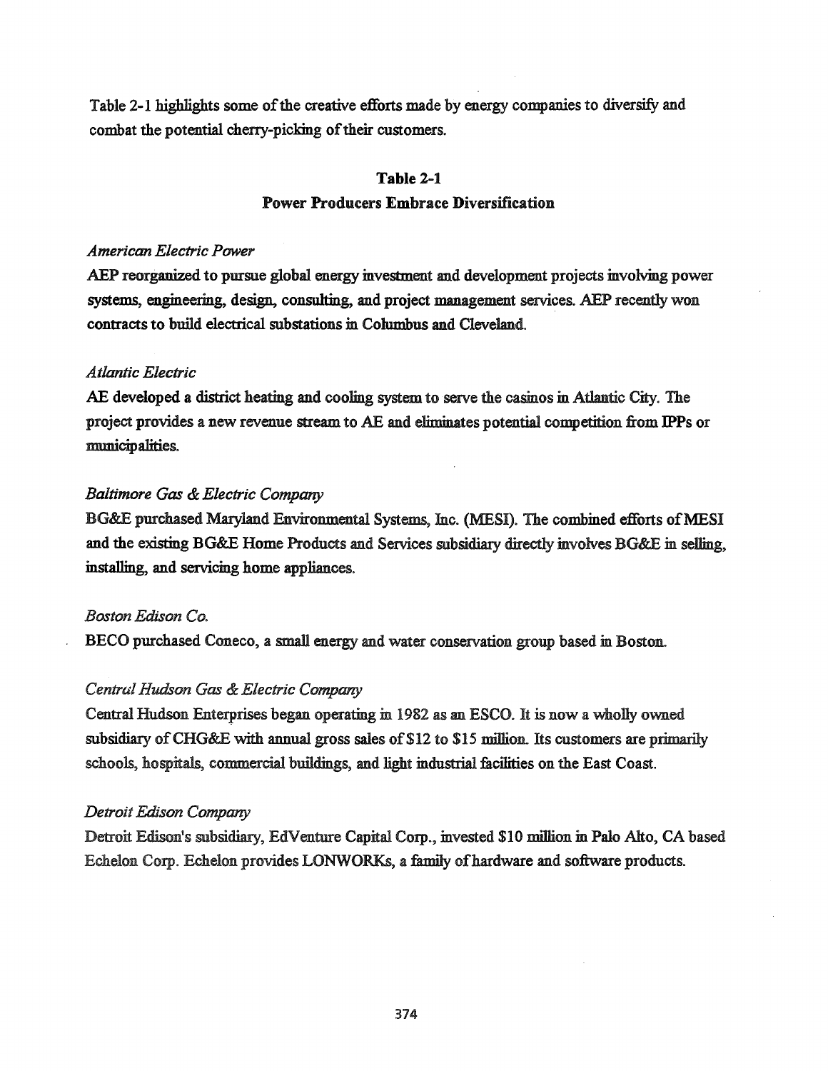Table 2-1 highlights some of the creative efforts made by energy companies to diversify and combat the potential cherry-picking of their customers.

**Table 2-1**
**Power Producers Embrace Diversification**

*American Electric Power*

AEP reorganized to pursue global energy investment and development projects involving power systems, engineering, design, consulting, and project management services. AEP recently won contracts to build electrical substations in Columbus and Cleveland.

*Atlantic Electric*

AE developed a district heating and cooling system to serve the casinos in Atlantic City. The project provides a new revenue stream to AE and eliminates potential competition from IPPs or municipalities.

*Baltimore Gas & Electric Company*

BG&E purchased Maryland Environmental Systems, Inc. (MESI). The combined efforts of MESI and the existing BG&E Home Products and Services subsidiary directly involves BG&E in selling, installing, and servicing home appliances.

*Boston Edison Co.*

BECO purchased Coneco, a small energy and water conservation group based in Boston.

*Central Hudson Gas & Electric Company*

Central Hudson Enterprises began operating in 1982 as an ESCO. It is now a wholly owned subsidiary of CHG&E with annual gross sales of $12 to $15 million. Its customers are primarily schools, hospitals, commercial buildings, and light industrial facilities on the East Coast.

*Detroit Edison Company*

Detroit Edison's subsidiary, EdVenture Capital Corp., invested $10 million in Palo Alto, CA based Echelon Corp. Echelon provides LONWORKs, a family of hardware and software products.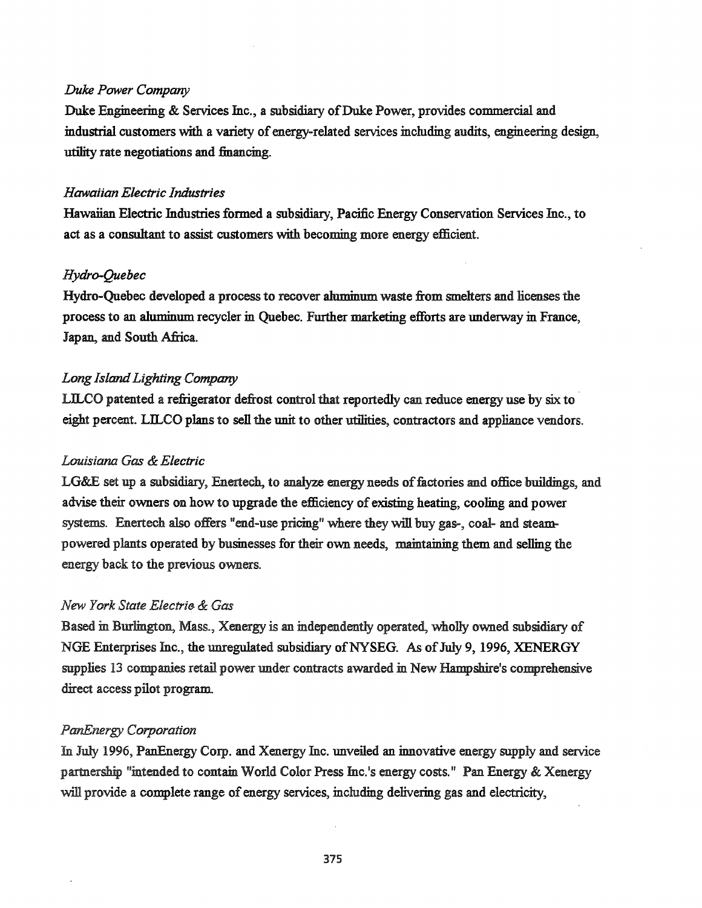*Duke Power Company*

Duke Engineering & Services Inc., a subsidiary of Duke Power, provides commercial and industrial customers with a variety of energy-related services including audits, engineering design, utility rate negotiations and financing.

*Hawaiian Electric Industries*

Hawaiian Electric Industries formed a subsidiary, Pacific Energy Conservation Services Inc., to act as a consultant to assist customers with becoming more energy efficient.

*Hydro-Quebec*

Hydro-Quebec developed a process to recover aluminum waste from smelters and licenses the process to an aluminum recycler in Quebec. Further marketing efforts are underway in France, Japan, and South Africa.

*Long Island Lighting Company*

LILCO patented a refrigerator defrost control that reportedly can reduce energy use by six to eight percent. LILCO plans to sell the unit to other utilities, contractors and appliance vendors.

*Louisiana Gas & Electric*

LG&E set up a subsidiary, Enertech, to analyze energy needs of factories and office buildings, and advise their owners on how to upgrade the efficiency of existing heating, cooling and power systems. Enertech also offers "end-use pricing" where they will buy gas-, coal- and steam-powered plants operated by businesses for their own needs, maintaining them and selling the energy back to the previous owners.

*New York State Electric & Gas*

Based in Burlington, Mass., Xenergy is an independently operated, wholly owned subsidiary of NGE Enterprises Inc., the unregulated subsidiary of NYSEG. As of July 9, 1996, XENERGY supplies 13 companies retail power under contracts awarded in New Hampshire's comprehensive direct access pilot program.

*PanEnergy Corporation*

In July 1996, PanEnergy Corp. and Xenergy Inc. unveiled an innovative energy supply and service partnership "intended to contain World Color Press Inc.'s energy costs." Pan Energy & Xenergy will provide a complete range of energy services, including delivering gas and electricity,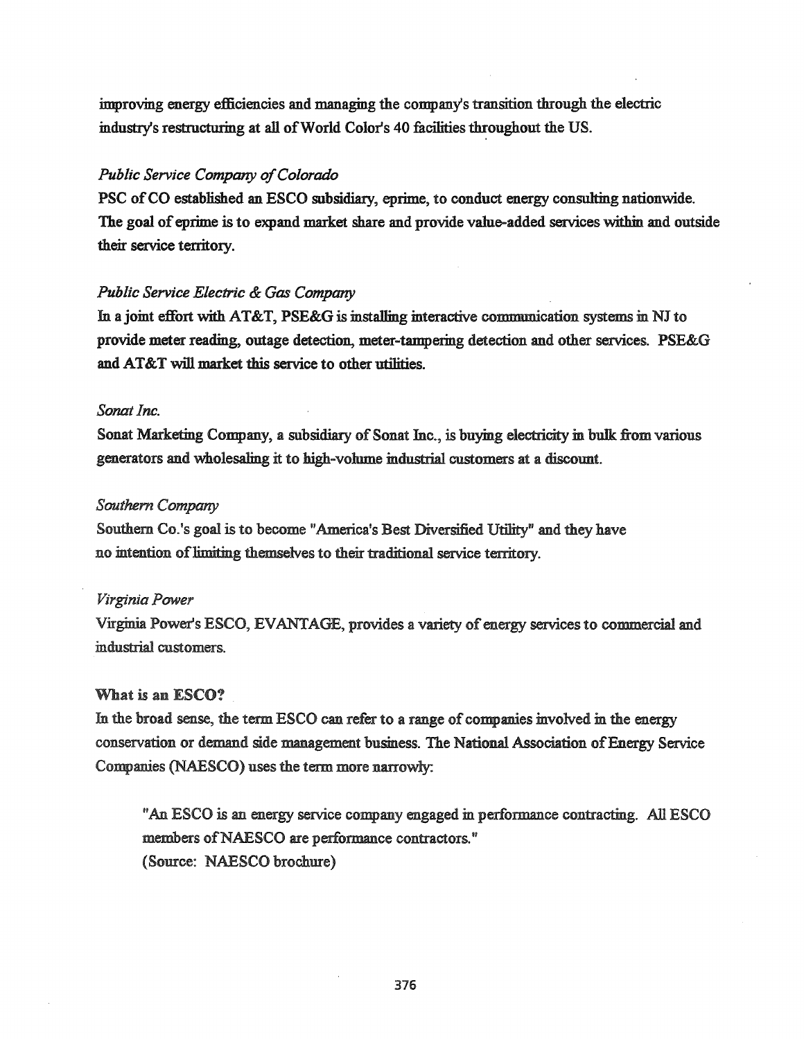improving energy efficiencies and managing the company's transition through the electric industry's restructuring at all of World Color's 40 facilities throughout the US.

*Public Service Company of Colorado*

PSC of CO established an ESCO subsidiary, eprime, to conduct energy consulting nationwide. The goal of eprime is to expand market share and provide value-added services within and outside their service territory.

*Public Service Electric & Gas Company*

In a joint effort with AT&T, PSE&G is installing interactive communication systems in NJ to provide meter reading, outage detection, meter-tampering detection and other services. PSE&G and AT&T will market this service to other utilities.

*Sonat Inc.*

Sonat Marketing Company, a subsidiary of Sonat Inc., is buying electricity in bulk from various generators and wholesaling it to high-volume industrial customers at a discount.

*Southern Company*

Southern Co.'s goal is to become "America's Best Diversified Utility" and they have no intention of limiting themselves to their traditional service territory.

*Virginia Power*

Virginia Power's ESCO, EVANTAGE, provides a variety of energy services to commercial and industrial customers.

**What is an ESCO?**

In the broad sense, the term ESCO can refer to a range of companies involved in the energy conservation or demand side management business. The National Association of Energy Service Companies (NAESCO) uses the term more narrowly:

> "An ESCO is an energy service company engaged in performance contracting. All ESCO members of NAESCO are performance contractors."
> (Source: NAESCO brochure)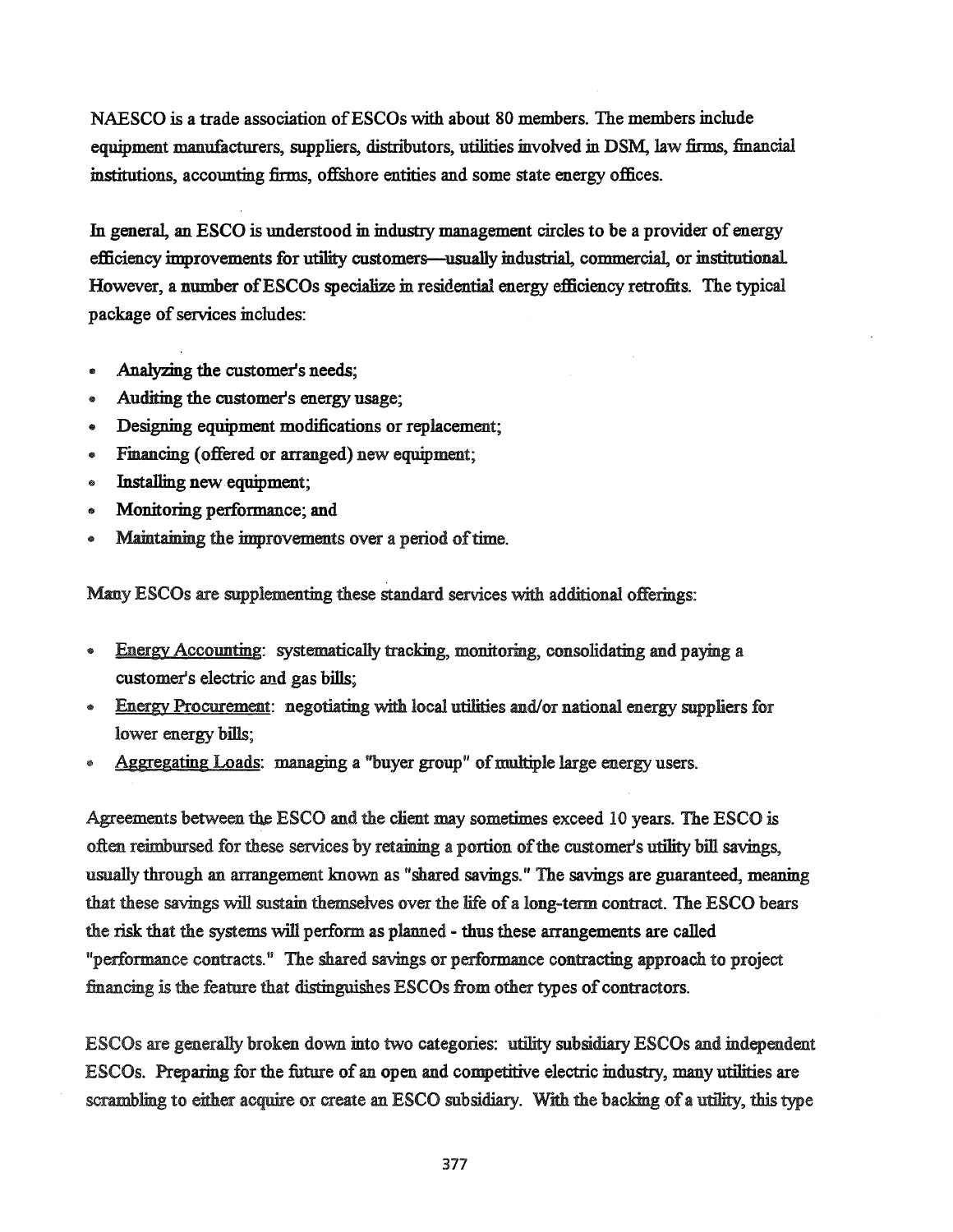NAESCO is a trade association of ESCOs with about 80 members. The members include equipment manufacturers, suppliers, distributors, utilities involved in DSM, law firms, financial institutions, accounting firms, offshore entities and some state energy offices.

In general, an ESCO is understood in industry management circles to be a provider of energy efficiency improvements for utility customers—usually industrial, commercial, or institutional. However, a number of ESCOs specialize in residential energy efficiency retrofits. The typical package of services includes:

- Analyzing the customer's needs;
- Auditing the customer's energy usage;
- Designing equipment modifications or replacement;
- Financing (offered or arranged) new equipment;
- Installing new equipment;
- Monitoring performance; and
- Maintaining the improvements over a period of time.

Many ESCOs are supplementing these standard services with additional offerings:

- Energy Accounting: systematically tracking, monitoring, consolidating and paying a customer's electric and gas bills;
- Energy Procurement: negotiating with local utilities and/or national energy suppliers for lower energy bills;
- Aggregating Loads: managing a "buyer group" of multiple large energy users.

Agreements between the ESCO and the client may sometimes exceed 10 years. The ESCO is often reimbursed for these services by retaining a portion of the customer's utility bill savings, usually through an arrangement known as "shared savings." The savings are guaranteed, meaning that these savings will sustain themselves over the life of a long-term contract. The ESCO bears the risk that the systems will perform as planned - thus these arrangements are called "performance contracts." The shared savings or performance contracting approach to project financing is the feature that distinguishes ESCOs from other types of contractors.

ESCOs are generally broken down into two categories: utility subsidiary ESCOs and independent ESCOs. Preparing for the future of an open and competitive electric industry, many utilities are scrambling to either acquire or create an ESCO subsidiary. With the backing of a utility, this type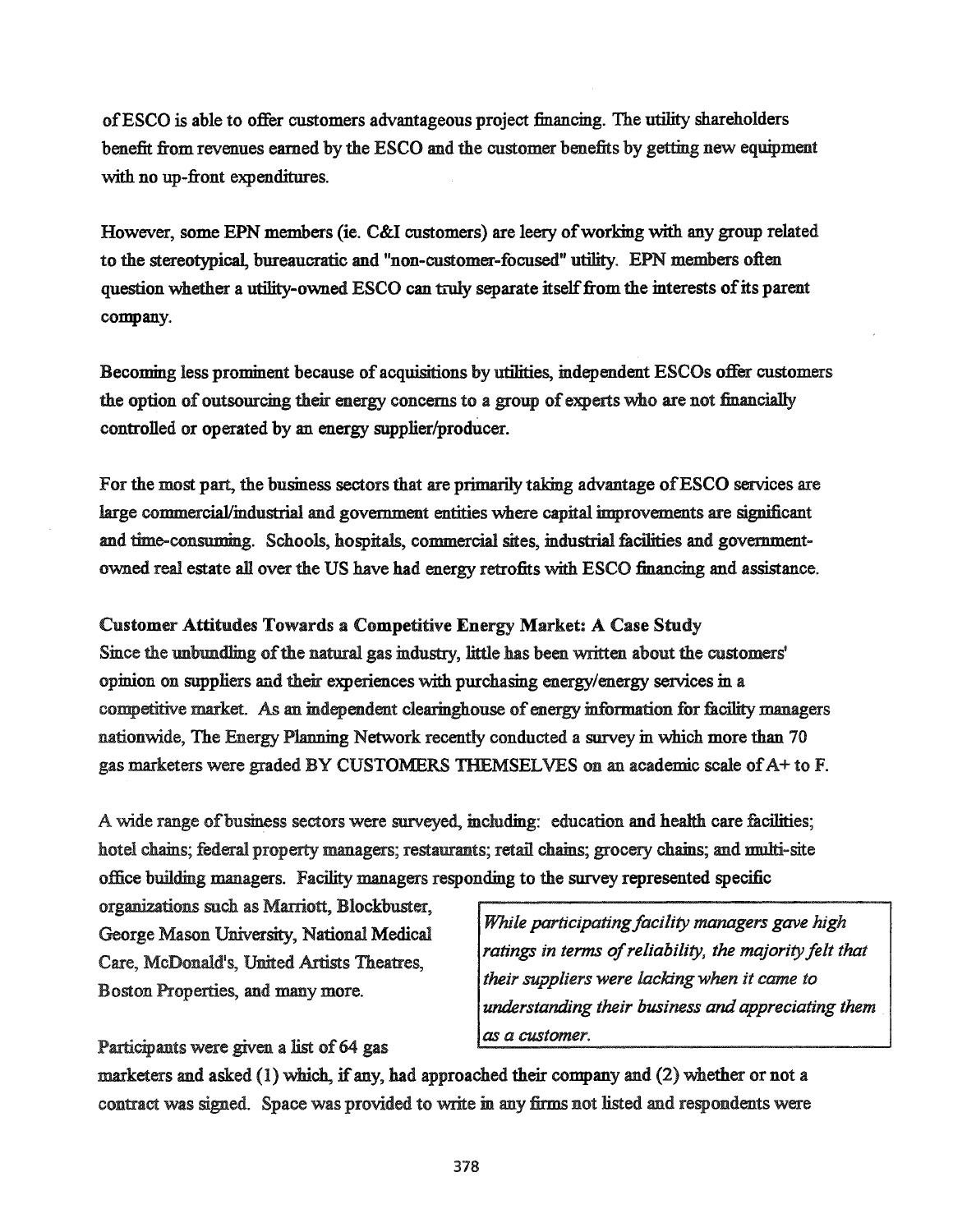of ESCO is able to offer customers advantageous project financing. The utility shareholders benefit from revenues earned by the ESCO and the customer benefits by getting new equipment with no up-front expenditures.

However, some EPN members (ie. C&I customers) are leery of working with any group related to the stereotypical, bureaucratic and "non-customer-focused" utility. EPN members often question whether a utility-owned ESCO can truly separate itself from the interests of its parent company.

Becoming less prominent because of acquisitions by utilities, independent ESCOs offer customers the option of outsourcing their energy concerns to a group of experts who are not financially controlled or operated by an energy supplier/producer.

For the most part, the business sectors that are primarily taking advantage of ESCO services are large commercial/industrial and government entities where capital improvements are significant and time-consuming. Schools, hospitals, commercial sites, industrial facilities and government-owned real estate all over the US have had energy retrofits with ESCO financing and assistance.

**Customer Attitudes Towards a Competitive Energy Market: A Case Study**

Since the unbundling of the natural gas industry, little has been written about the customers' opinion on suppliers and their experiences with purchasing energy/energy services in a competitive market. As an independent clearinghouse of energy information for facility managers nationwide, The Energy Planning Network recently conducted a survey in which more than 70 gas marketers were graded BY CUSTOMERS THEMSELVES on an academic scale of A+ to F.

A wide range of business sectors were surveyed, including: education and health care facilities; hotel chains; federal property managers; restaurants; retail chains; grocery chains; and multi-site office building managers. Facility managers responding to the survey represented specific organizations such as Marriott, Blockbuster, George Mason University, National Medical Care, McDonald's, United Artists Theatres, Boston Properties, and many more.

> *While participating facility managers gave high ratings in terms of reliability, the majority felt that their suppliers were lacking when it came to understanding their business and appreciating them as a customer.*

Participants were given a list of 64 gas marketers and asked (1) which, if any, had approached their company and (2) whether or not a contract was signed. Space was provided to write in any firms not listed and respondents were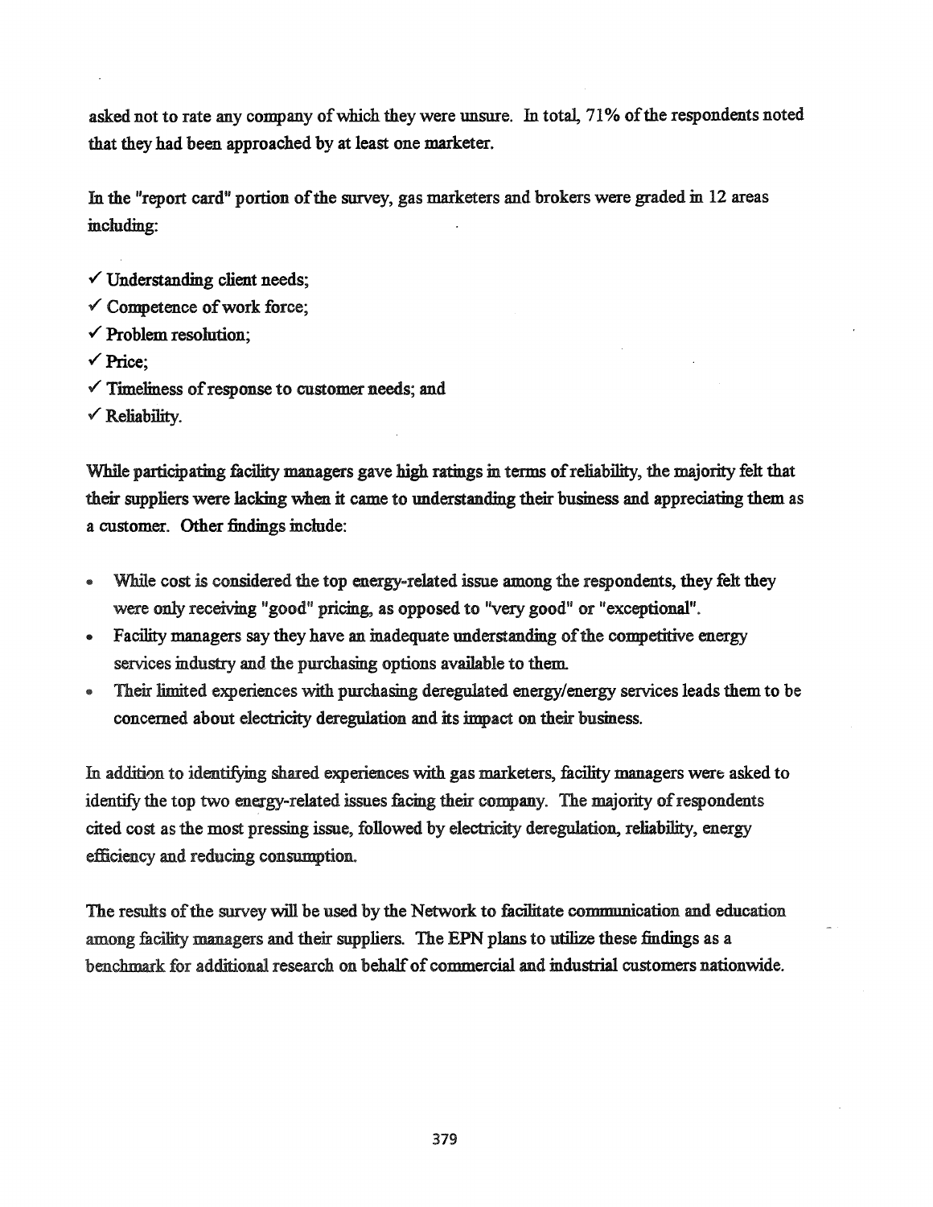asked not to rate any company of which they were unsure. In total, 71% of the respondents noted that they had been approached by at least one marketer.

In the "report card" portion of the survey, gas marketers and brokers were graded in 12 areas including:

- ✓ Understanding client needs;
- ✓ Competence of work force;
- ✓ Problem resolution;
- ✓ Price;
- ✓ Timeliness of response to customer needs; and
- ✓ Reliability.

While participating facility managers gave high ratings in terms of reliability, the majority felt that their suppliers were lacking when it came to understanding their business and appreciating them as a customer. Other findings include:

- While cost is considered the top energy-related issue among the respondents, they felt they were only receiving "good" pricing, as opposed to "very good" or "exceptional".
- Facility managers say they have an inadequate understanding of the competitive energy services industry and the purchasing options available to them.
- Their limited experiences with purchasing deregulated energy/energy services leads them to be concerned about electricity deregulation and its impact on their business.

In addition to identifying shared experiences with gas marketers, facility managers were asked to identify the top two energy-related issues facing their company. The majority of respondents cited cost as the most pressing issue, followed by electricity deregulation, reliability, energy efficiency and reducing consumption.

The results of the survey will be used by the Network to facilitate communication and education among facility managers and their suppliers. The EPN plans to utilize these findings as a benchmark for additional research on behalf of commercial and industrial customers nationwide.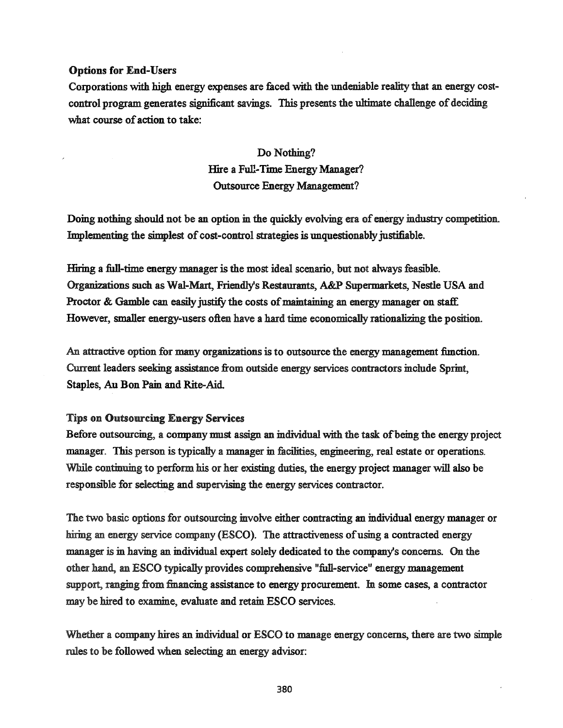**Options for End-Users**

Corporations with high energy expenses are faced with the undeniable reality that an energy cost-control program generates significant savings. This presents the ultimate challenge of deciding what course of action to take:

Do Nothing?
Hire a Full-Time Energy Manager?
Outsource Energy Management?

Doing nothing should not be an option in the quickly evolving era of energy industry competition. Implementing the simplest of cost-control strategies is unquestionably justifiable.

Hiring a full-time energy manager is the most ideal scenario, but not always feasible. Organizations such as Wal-Mart, Friendly's Restaurants, A&P Supermarkets, Nestle USA and Proctor & Gamble can easily justify the costs of maintaining an energy manager on staff. However, smaller energy-users often have a hard time economically rationalizing the position.

An attractive option for many organizations is to outsource the energy management function. Current leaders seeking assistance from outside energy services contractors include Sprint, Staples, Au Bon Pain and Rite-Aid.

**Tips on Outsourcing Energy Services**

Before outsourcing, a company must assign an individual with the task of being the energy project manager. This person is typically a manager in facilities, engineering, real estate or operations. While continuing to perform his or her existing duties, the energy project manager will also be responsible for selecting and supervising the energy services contractor.

The two basic options for outsourcing involve either contracting an individual energy manager or hiring an energy service company (ESCO). The attractiveness of using a contracted energy manager is in having an individual expert solely dedicated to the company's concerns. On the other hand, an ESCO typically provides comprehensive "full-service" energy management support, ranging from financing assistance to energy procurement. In some cases, a contractor may be hired to examine, evaluate and retain ESCO services.

Whether a company hires an individual or ESCO to manage energy concerns, there are two simple rules to be followed when selecting an energy advisor: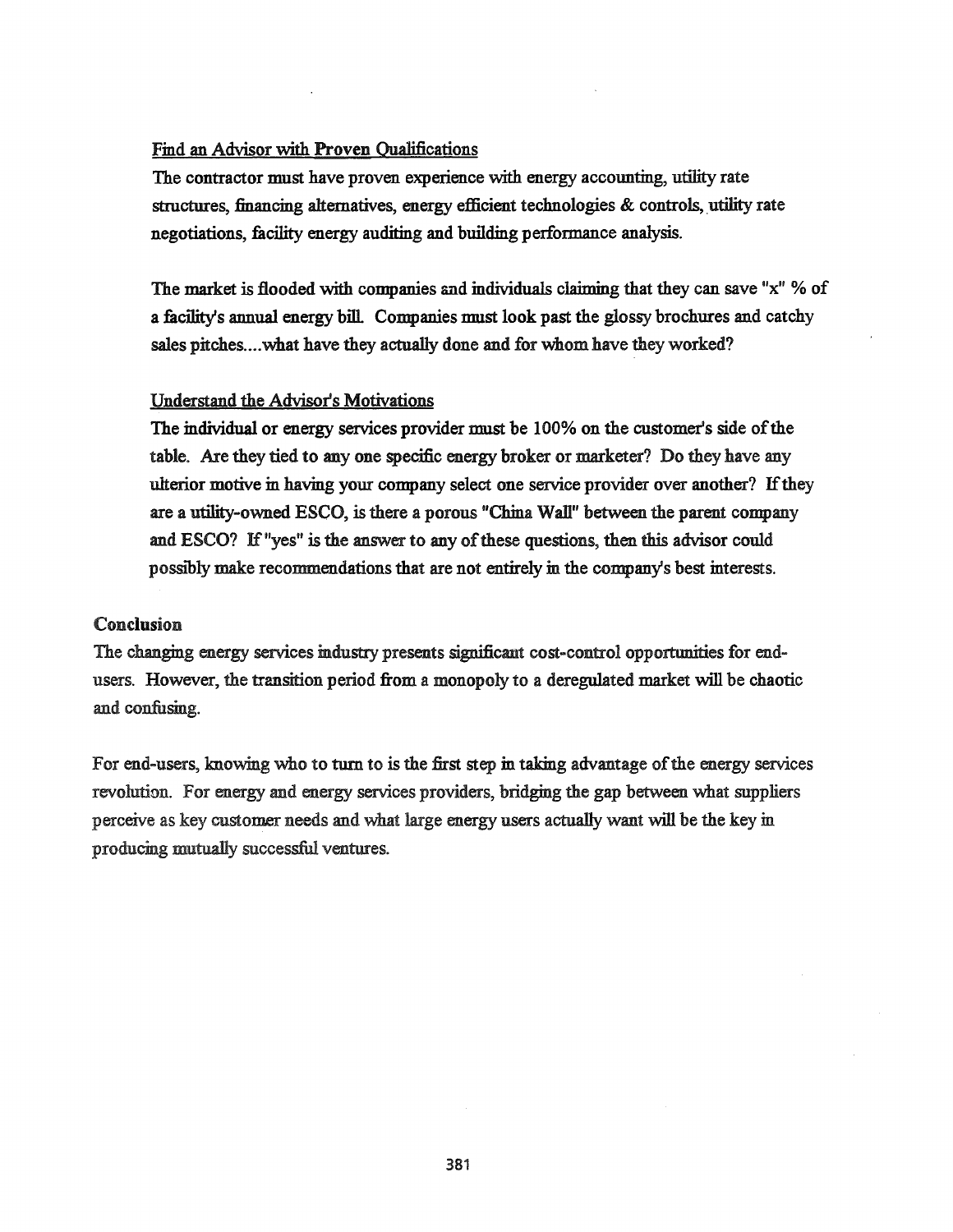Find an Advisor with Proven Qualifications

The contractor must have proven experience with energy accounting, utility rate structures, financing alternatives, energy efficient technologies & controls, utility rate negotiations, facility energy auditing and building performance analysis.

The market is flooded with companies and individuals claiming that they can save "x" % of a facility's annual energy bill. Companies must look past the glossy brochures and catchy sales pitches....what have they actually done and for whom have they worked?

Understand the Advisor's Motivations

The individual or energy services provider must be 100% on the customer's side of the table. Are they tied to any one specific energy broker or marketer? Do they have any ulterior motive in having your company select one service provider over another? If they are a utility-owned ESCO, is there a porous "China Wall" between the parent company and ESCO? If "yes" is the answer to any of these questions, then this advisor could possibly make recommendations that are not entirely in the company's best interests.

## Conclusion

The changing energy services industry presents significant cost-control opportunities for end-users. However, the transition period from a monopoly to a deregulated market will be chaotic and confusing.

For end-users, knowing who to turn to is the first step in taking advantage of the energy services revolution. For energy and energy services providers, bridging the gap between what suppliers perceive as key customer needs and what large energy users actually want will be the key in producing mutually successful ventures.